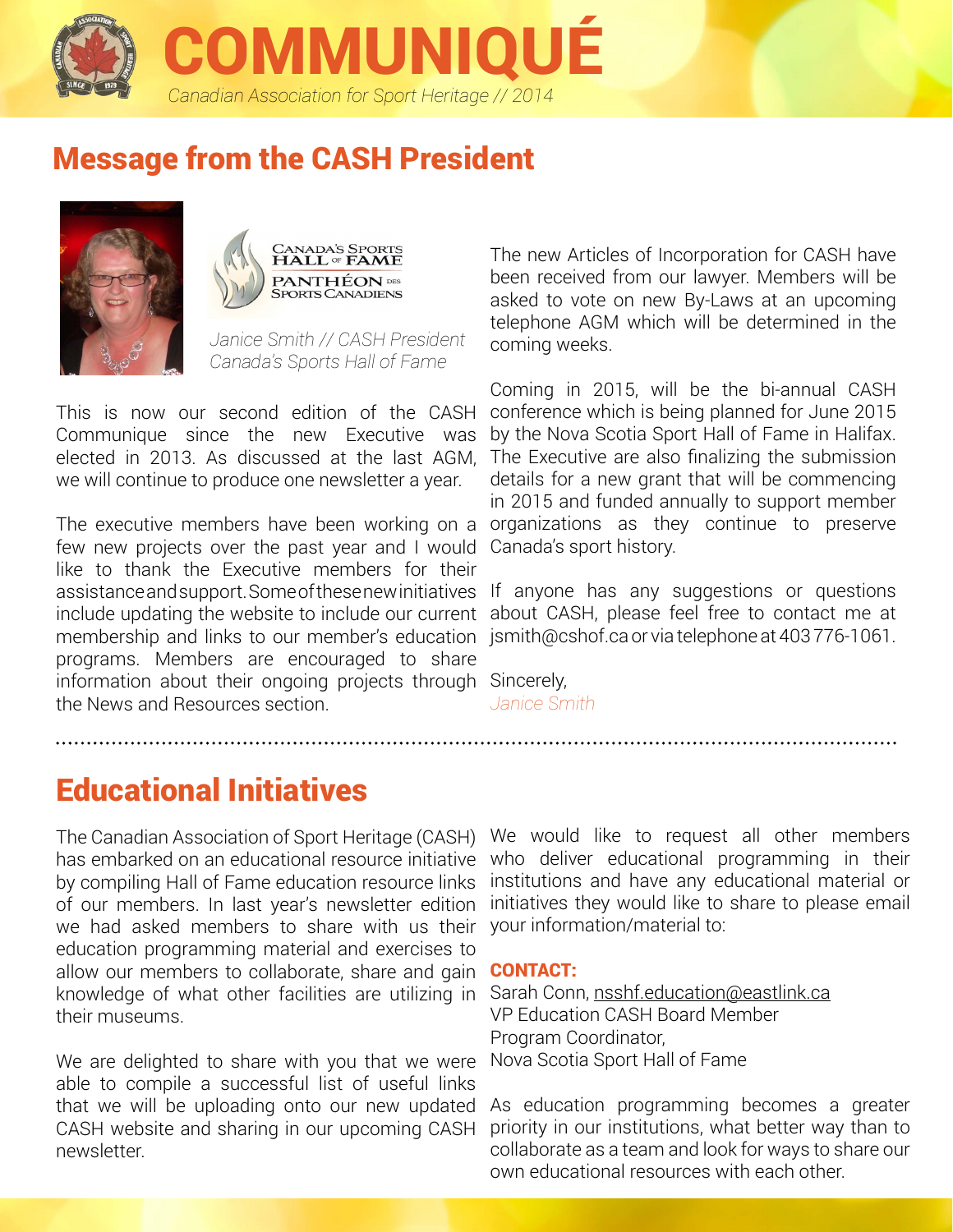# COMMUNIQUÉ

*Canadian Association for Sport Heritage // 2014*

## Message from the CASH President

*Janice Smith // CASH President*
*Canada's Sports Hall of Fame*

This is now our second edition of the CASH Communique since the new Executive was elected in 2013. As discussed at the last AGM, we will continue to produce one newsletter a year.

The executive members have been working on a few new projects over the past year and I would like to thank the Executive members for their assistance and support. Some of these new initiatives include updating the website to include our current membership and links to our member's education programs. Members are encouraged to share information about their ongoing projects through the News and Resources section.

The new Articles of Incorporation for CASH have been received from our lawyer. Members will be asked to vote on new By-Laws at an upcoming telephone AGM which will be determined in the coming weeks.

Coming in 2015, will be the bi-annual CASH conference which is being planned for June 2015 by the Nova Scotia Sport Hall of Fame in Halifax. The Executive are also finalizing the submission details for a new grant that will be commencing in 2015 and funded annually to support member organizations as they continue to preserve Canada's sport history.

If anyone has any suggestions or questions about CASH, please feel free to contact me at jsmith@cshof.ca or via telephone at 403 776-1061.

Sincerely,
*Janice Smith*

## Educational Initiatives

The Canadian Association of Sport Heritage (CASH) has embarked on an educational resource initiative by compiling Hall of Fame education resource links of our members. In last year's newsletter edition we had asked members to share with us their education programming material and exercises to allow our members to collaborate, share and gain knowledge of what other facilities are utilizing in their museums.

We are delighted to share with you that we were able to compile a successful list of useful links that we will be uploading onto our new updated CASH website and sharing in our upcoming CASH newsletter.

We would like to request all other members who deliver educational programming in their institutions and have any educational material or initiatives they would like to share to please email your information/material to:

**CONTACT:**
Sarah Conn, nsshf.education@eastlink.ca
VP Education CASH Board Member
Program Coordinator,
Nova Scotia Sport Hall of Fame

As education programming becomes a greater priority in our institutions, what better way than to collaborate as a team and look for ways to share our own educational resources with each other.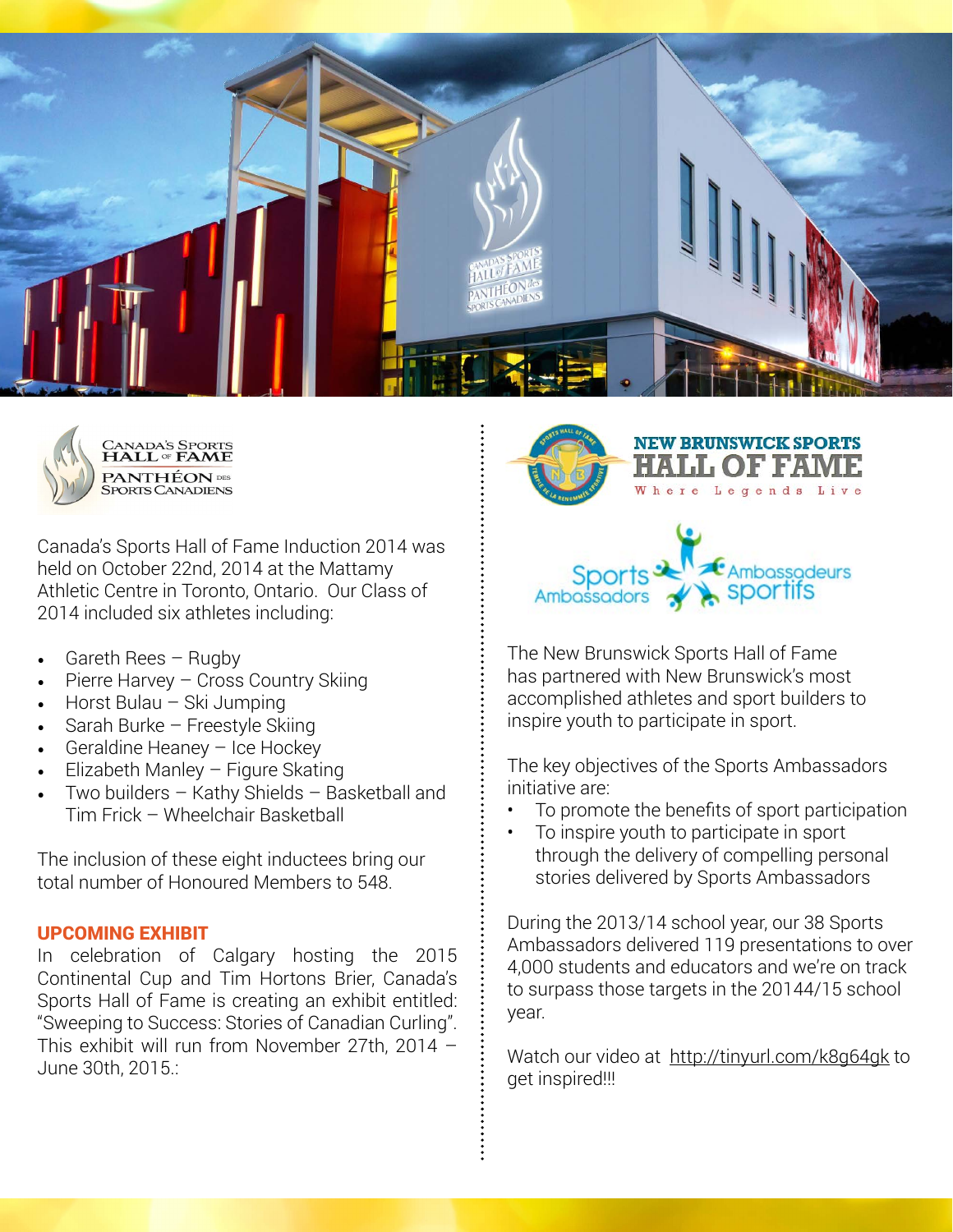Canada's Sports Hall of Fame Induction 2014 was held on October 22nd, 2014 at the Mattamy Athletic Centre in Toronto, Ontario. Our Class of 2014 included six athletes including:

- Gareth Rees – Rugby
- Pierre Harvey – Cross Country Skiing
- Horst Bulau – Ski Jumping
- Sarah Burke – Freestyle Skiing
- Geraldine Heaney – Ice Hockey
- Elizabeth Manley – Figure Skating
- Two builders – Kathy Shields – Basketball and Tim Frick – Wheelchair Basketball

The inclusion of these eight inductees bring our total number of Honoured Members to 548.

**UPCOMING EXHIBIT**

In celebration of Calgary hosting the 2015 Continental Cup and Tim Hortons Brier, Canada's Sports Hall of Fame is creating an exhibit entitled: "Sweeping to Success: Stories of Canadian Curling". This exhibit will run from November 27th, 2014 – June 30th, 2015.:

## NEW BRUNSWICK SPORTS HALL OF FAME

Where Legends Live

Sports Ambassadors / Ambassadeurs sportifs

The New Brunswick Sports Hall of Fame has partnered with New Brunswick's most accomplished athletes and sport builders to inspire youth to participate in sport.

The key objectives of the Sports Ambassadors initiative are:

- To promote the benefits of sport participation
- To inspire youth to participate in sport through the delivery of compelling personal stories delivered by Sports Ambassadors

During the 2013/14 school year, our 38 Sports Ambassadors delivered 119 presentations to over 4,000 students and educators and we're on track to surpass those targets in the 20144/15 school year.

Watch our video at http://tinyurl.com/k8g64gk to get inspired!!!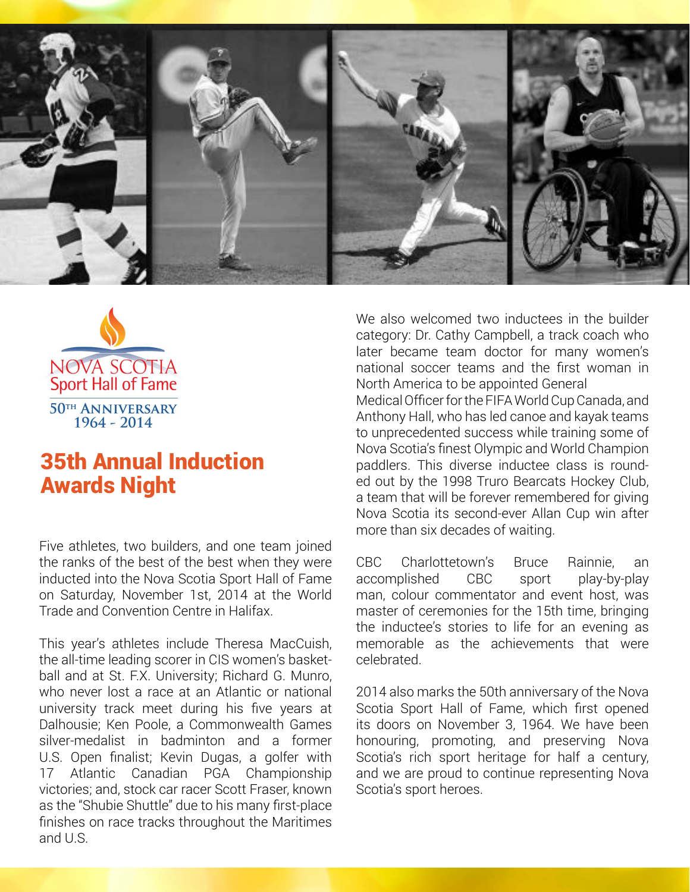NOVA SCOTIA
Sport Hall of Fame

50TH ANNIVERSARY
1964 - 2014

## 35th Annual Induction Awards Night

Five athletes, two builders, and one team joined the ranks of the best of the best when they were inducted into the Nova Scotia Sport Hall of Fame on Saturday, November 1st, 2014 at the World Trade and Convention Centre in Halifax.

This year's athletes include Theresa MacCuish, the all-time leading scorer in CIS women's basketball and at St. F.X. University; Richard G. Munro, who never lost a race at an Atlantic or national university track meet during his five years at Dalhousie; Ken Poole, a Commonwealth Games silver-medalist in badminton and a former U.S. Open finalist; Kevin Dugas, a golfer with 17 Atlantic Canadian PGA Championship victories; and, stock car racer Scott Fraser, known as the "Shubie Shuttle" due to his many first-place finishes on race tracks throughout the Maritimes and U.S.

We also welcomed two inductees in the builder category: Dr. Cathy Campbell, a track coach who later became team doctor for many women's national soccer teams and the first woman in North America to be appointed General Medical Officer for the FIFA World Cup Canada, and Anthony Hall, who has led canoe and kayak teams to unprecedented success while training some of Nova Scotia's finest Olympic and World Champion paddlers. This diverse inductee class is rounded out by the 1998 Truro Bearcats Hockey Club, a team that will be forever remembered for giving Nova Scotia its second-ever Allan Cup win after more than six decades of waiting.

CBC Charlottetown's Bruce Rainnie, an accomplished CBC sport play-by-play man, colour commentator and event host, was master of ceremonies for the 15th time, bringing the inductee's stories to life for an evening as memorable as the achievements that were celebrated.

2014 also marks the 50th anniversary of the Nova Scotia Sport Hall of Fame, which first opened its doors on November 3, 1964. We have been honouring, promoting, and preserving Nova Scotia's rich sport heritage for half a century, and we are proud to continue representing Nova Scotia's sport heroes.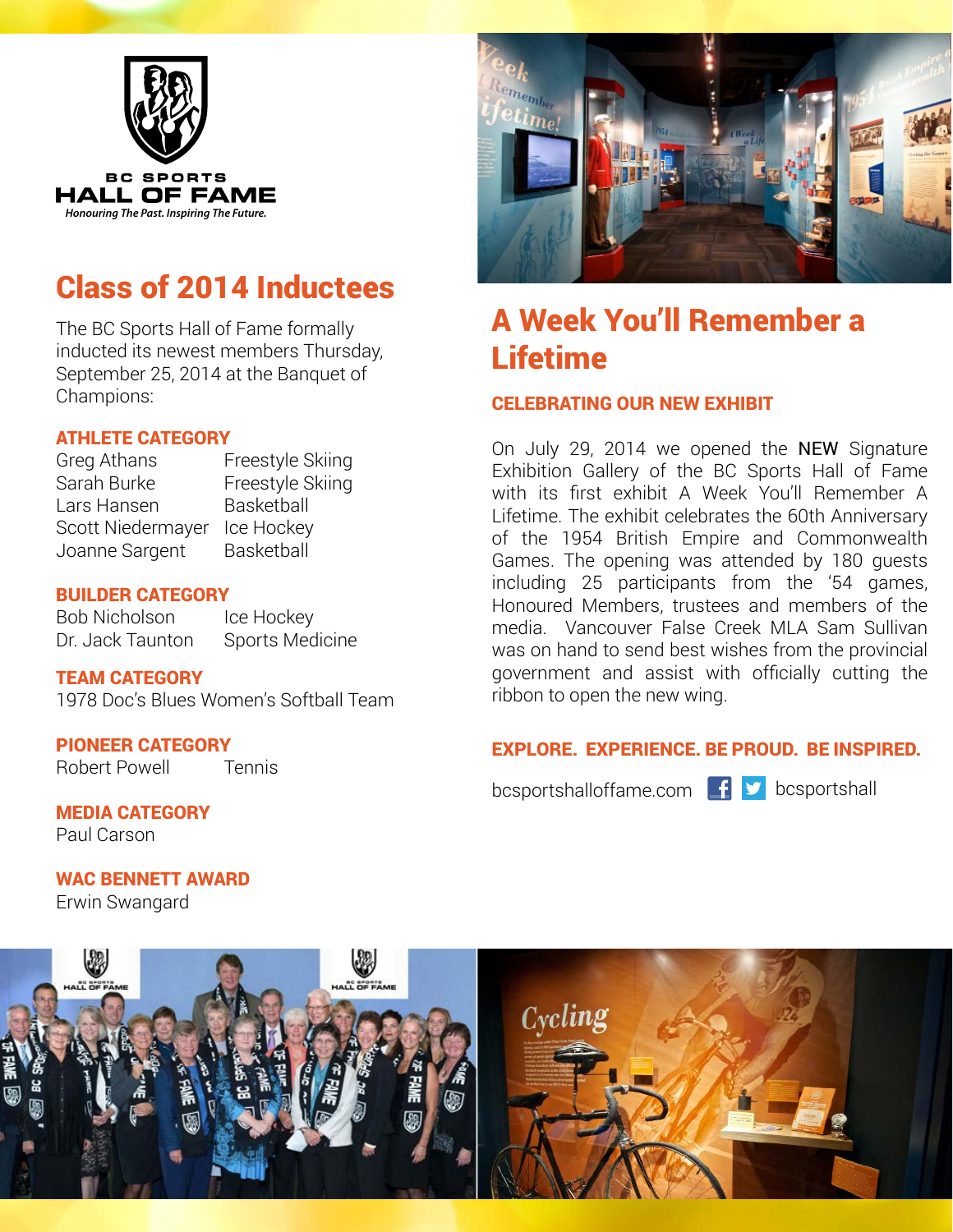BC SPORTS
HALL OF FAME
*Honouring The Past. Inspiring The Future.*

# Class of 2014 Inductees

The BC Sports Hall of Fame formally inducted its newest members Thursday, September 25, 2014 at the Banquet of Champions:

## ATHLETE CATEGORY

| | |
|---|---|
| Greg Athans | Freestyle Skiing |
| Sarah Burke | Freestyle Skiing |
| Lars Hansen | Basketball |
| Scott Niedermayer | Ice Hockey |
| Joanne Sargent | Basketball |

## BUILDER CATEGORY

| | |
|---|---|
| Bob Nicholson | Ice Hockey |
| Dr. Jack Taunton | Sports Medicine |

## TEAM CATEGORY

1978 Doc's Blues Women's Softball Team

## PIONEER CATEGORY

Robert Powell — Tennis

## MEDIA CATEGORY

Paul Carson

## WAC BENNETT AWARD

Erwin Swangard

# A Week You'll Remember a Lifetime

## CELEBRATING OUR NEW EXHIBIT

On July 29, 2014 we opened the NEW Signature Exhibition Gallery of the BC Sports Hall of Fame with its first exhibit A Week You'll Remember A Lifetime. The exhibit celebrates the 60th Anniversary of the 1954 British Empire and Commonwealth Games. The opening was attended by 180 guests including 25 participants from the '54 games, Honoured Members, trustees and members of the media. Vancouver False Creek MLA Sam Sullivan was on hand to send best wishes from the provincial government and assist with officially cutting the ribbon to open the new wing.

## EXPLORE. EXPERIENCE. BE PROUD. BE INSPIRED.

bcsportshalloffame.com bcsportshall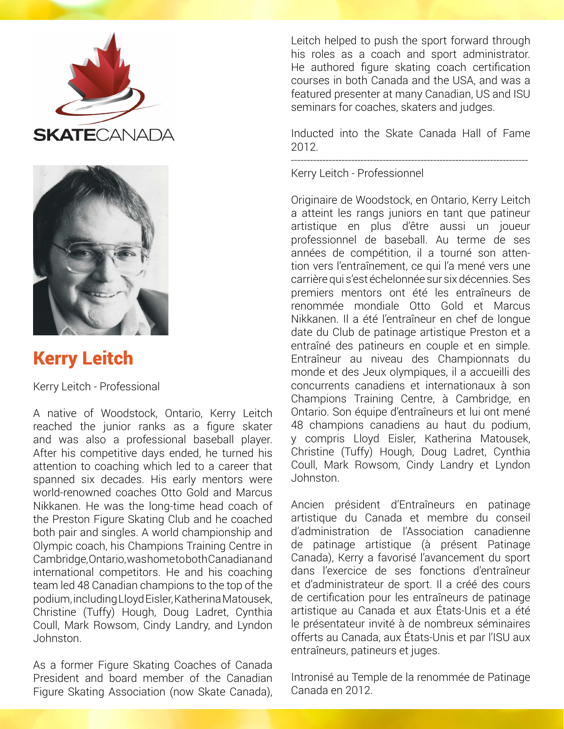SKATECANADA

# Kerry Leitch

Kerry Leitch - Professional

A native of Woodstock, Ontario, Kerry Leitch reached the junior ranks as a figure skater and was also a professional baseball player. After his competitive days ended, he turned his attention to coaching which led to a career that spanned six decades. His early mentors were world-renowned coaches Otto Gold and Marcus Nikkanen. He was the long-time head coach of the Preston Figure Skating Club and he coached both pair and singles. A world championship and Olympic coach, his Champions Training Centre in Cambridge, Ontario, was home to both Canadian and international competitors. He and his coaching team led 48 Canadian champions to the top of the podium, including Lloyd Eisler, Katherina Matousek, Christine (Tuffy) Hough, Doug Ladret, Cynthia Coull, Mark Rowsom, Cindy Landry, and Lyndon Johnston.

As a former Figure Skating Coaches of Canada President and board member of the Canadian Figure Skating Association (now Skate Canada), Leitch helped to push the sport forward through his roles as a coach and sport administrator. He authored figure skating coach certification courses in both Canada and the USA, and was a featured presenter at many Canadian, US and ISU seminars for coaches, skaters and judges.

Inducted into the Skate Canada Hall of Fame 2012.

---

Kerry Leitch - Professionnel

Originaire de Woodstock, en Ontario, Kerry Leitch a atteint les rangs juniors en tant que patineur artistique en plus d'être aussi un joueur professionnel de baseball. Au terme de ses années de compétition, il a tourné son attention vers l'entraînement, ce qui l'a mené vers une carrière qui s'est échelonnée sur six décennies. Ses premiers mentors ont été les entraîneurs de renommée mondiale Otto Gold et Marcus Nikkanen. Il a été l'entraîneur en chef de longue date du Club de patinage artistique Preston et a entraîné des patineurs en couple et en simple. Entraîneur au niveau des Championnats du monde et des Jeux olympiques, il a accueilli des concurrents canadiens et internationaux à son Champions Training Centre, à Cambridge, en Ontario. Son équipe d'entraîneurs et lui ont mené 48 champions canadiens au haut du podium, y compris Lloyd Eisler, Katherina Matousek, Christine (Tuffy) Hough, Doug Ladret, Cynthia Coull, Mark Rowsom, Cindy Landry et Lyndon Johnston.

Ancien président d'Entraîneurs en patinage artistique du Canada et membre du conseil d'administration de l'Association canadienne de patinage artistique (à présent Patinage Canada), Kerry a favorisé l'avancement du sport dans l'exercice de ses fonctions d'entraîneur et d'administrateur de sport. Il a créé des cours de certification pour les entraîneurs de patinage artistique au Canada et aux États-Unis et a été le présentateur invité à de nombreux séminaires offerts au Canada, aux États-Unis et par l'ISU aux entraîneurs, patineurs et juges.

Intronisé au Temple de la renommée de Patinage Canada en 2012.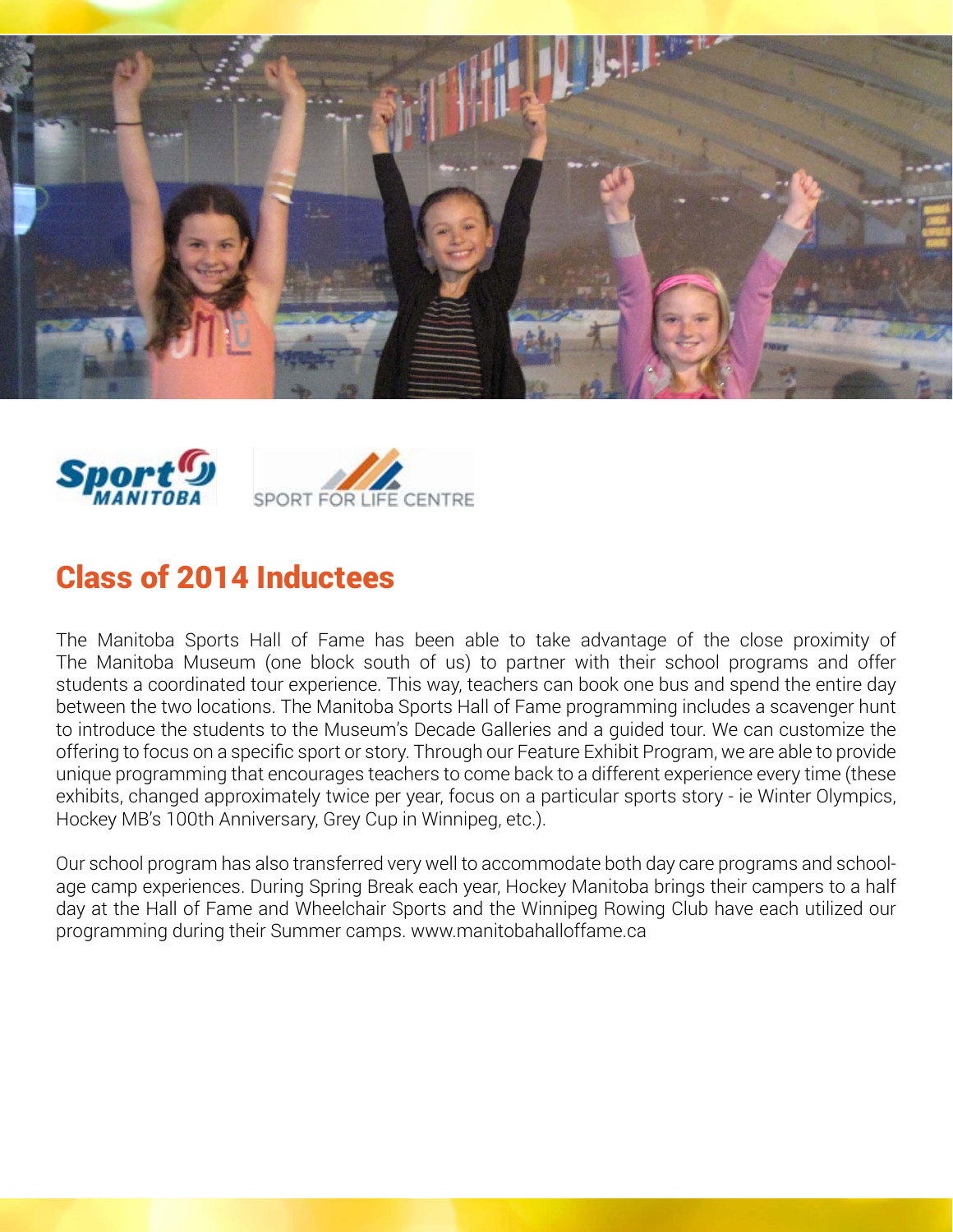## Class of 2014 Inductees

The Manitoba Sports Hall of Fame has been able to take advantage of the close proximity of The Manitoba Museum (one block south of us) to partner with their school programs and offer students a coordinated tour experience. This way, teachers can book one bus and spend the entire day between the two locations. The Manitoba Sports Hall of Fame programming includes a scavenger hunt to introduce the students to the Museum's Decade Galleries and a guided tour. We can customize the offering to focus on a specific sport or story. Through our Feature Exhibit Program, we are able to provide unique programming that encourages teachers to come back to a different experience every time (these exhibits, changed approximately twice per year, focus on a particular sports story - ie Winter Olympics, Hockey MB's 100th Anniversary, Grey Cup in Winnipeg, etc.).

Our school program has also transferred very well to accommodate both day care programs and school-age camp experiences. During Spring Break each year, Hockey Manitoba brings their campers to a half day at the Hall of Fame and Wheelchair Sports and the Winnipeg Rowing Club have each utilized our programming during their Summer camps. www.manitobahalloffame.ca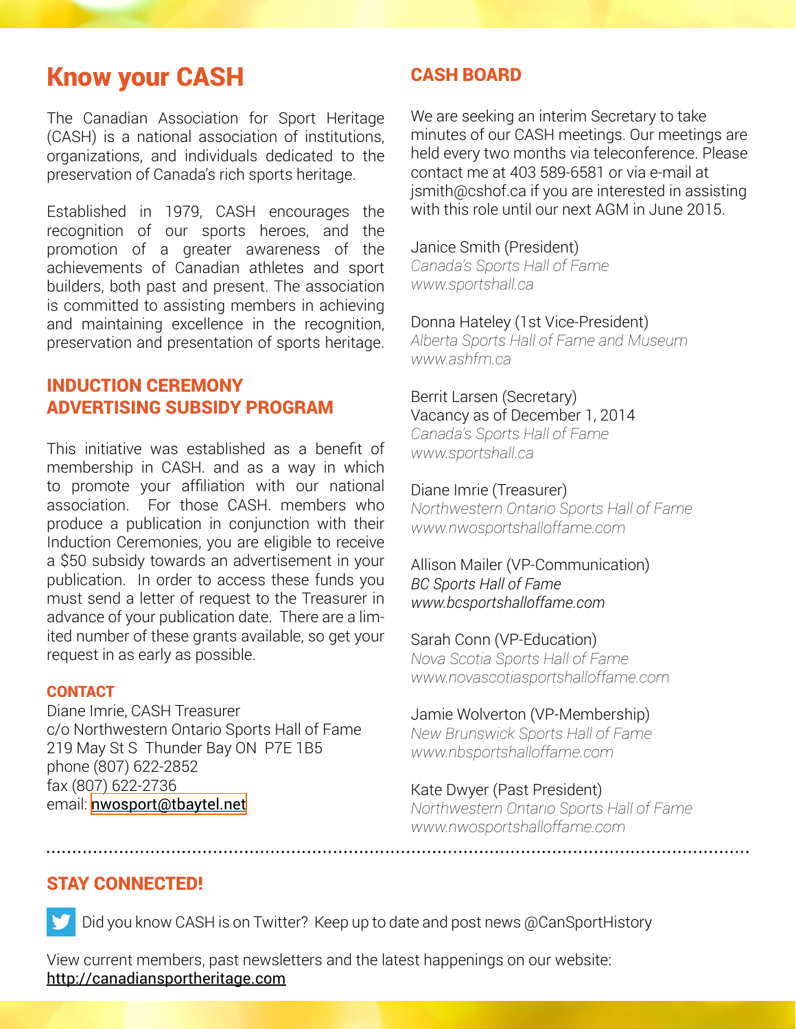# Know your CASH

The Canadian Association for Sport Heritage (CASH) is a national association of institutions, organizations, and individuals dedicated to the preservation of Canada's rich sports heritage.

Established in 1979, CASH encourages the recognition of our sports heroes, and the promotion of a greater awareness of the achievements of Canadian athletes and sport builders, both past and present. The association is committed to assisting members in achieving and maintaining excellence in the recognition, preservation and presentation of sports heritage.

## INDUCTION CEREMONY ADVERTISING SUBSIDY PROGRAM

This initiative was established as a benefit of membership in CASH. and as a way in which to promote your affiliation with our national association. For those CASH. members who produce a publication in conjunction with their Induction Ceremonies, you are eligible to receive a $50 subsidy towards an advertisement in your publication. In order to access these funds you must send a letter of request to the Treasurer in advance of your publication date. There are a limited number of these grants available, so get your request in as early as possible.

### CONTACT

Diane Imrie, CASH Treasurer
c/o Northwestern Ontario Sports Hall of Fame
219 May St S Thunder Bay ON P7E 1B5
phone (807) 622-2852
fax (807) 622-2736
email: nwosport@tbaytel.net

## CASH BOARD

We are seeking an interim Secretary to take minutes of our CASH meetings. Our meetings are held every two months via teleconference. Please contact me at 403 589-6581 or via e-mail at jsmith@cshof.ca if you are interested in assisting with this role until our next AGM in June 2015.

Janice Smith (President)
*Canada's Sports Hall of Fame*
*www.sportshall.ca*

Donna Hateley (1st Vice-President)
*Alberta Sports Hall of Fame and Museum*
*www.ashfm.ca*

Berrit Larsen (Secretary)
Vacancy as of December 1, 2014
*Canada's Sports Hall of Fame*
*www.sportshall.ca*

Diane Imrie (Treasurer)
*Northwestern Ontario Sports Hall of Fame*
*www.nwosportshalloffame.com*

Allison Mailer (VP-Communication)
*BC Sports Hall of Fame*
*www.bcsportshalloffame.com*

Sarah Conn (VP-Education)
*Nova Scotia Sports Hall of Fame*
*www.novascotiasportshalloffame.com*

Jamie Wolverton (VP-Membership)
*New Brunswick Sports Hall of Fame*
*www.nbsportshalloffame.com*

Kate Dwyer (Past President)
*Northwestern Ontario Sports Hall of Fame*
*www.nwosportshalloffame.com*

## STAY CONNECTED!

Did you know CASH is on Twitter? Keep up to date and post news @CanSportHistory

View current members, past newsletters and the latest happenings on our website:
http://canadiansportheritage.com